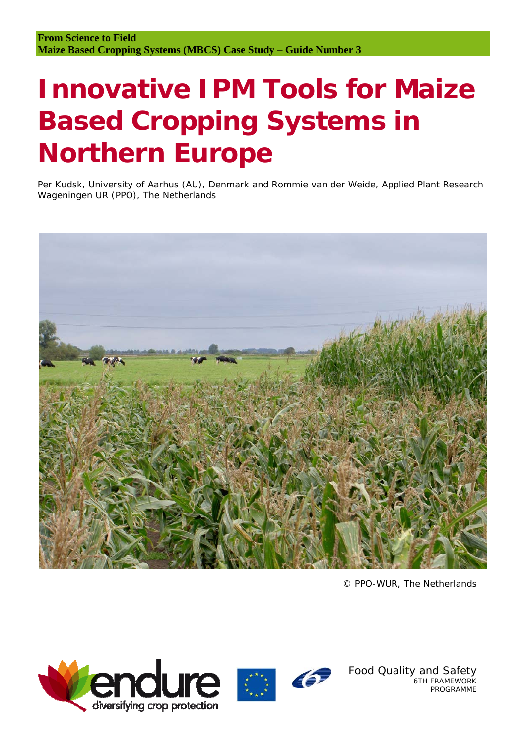**From Science to Field**
**Maize Based Cropping Systems (MBCS) Case Study – Guide Number 3**

# Innovative IPM Tools for Maize Based Cropping Systems in Northern Europe

Per Kudsk, University of Aarhus (AU), Denmark and Rommie van der Weide, Applied Plant Research Wageningen UR (PPO), The Netherlands

© PPO-WUR, The Netherlands

endure diversifying crop protection

Food Quality and Safety
6TH FRAMEWORK PROGRAMME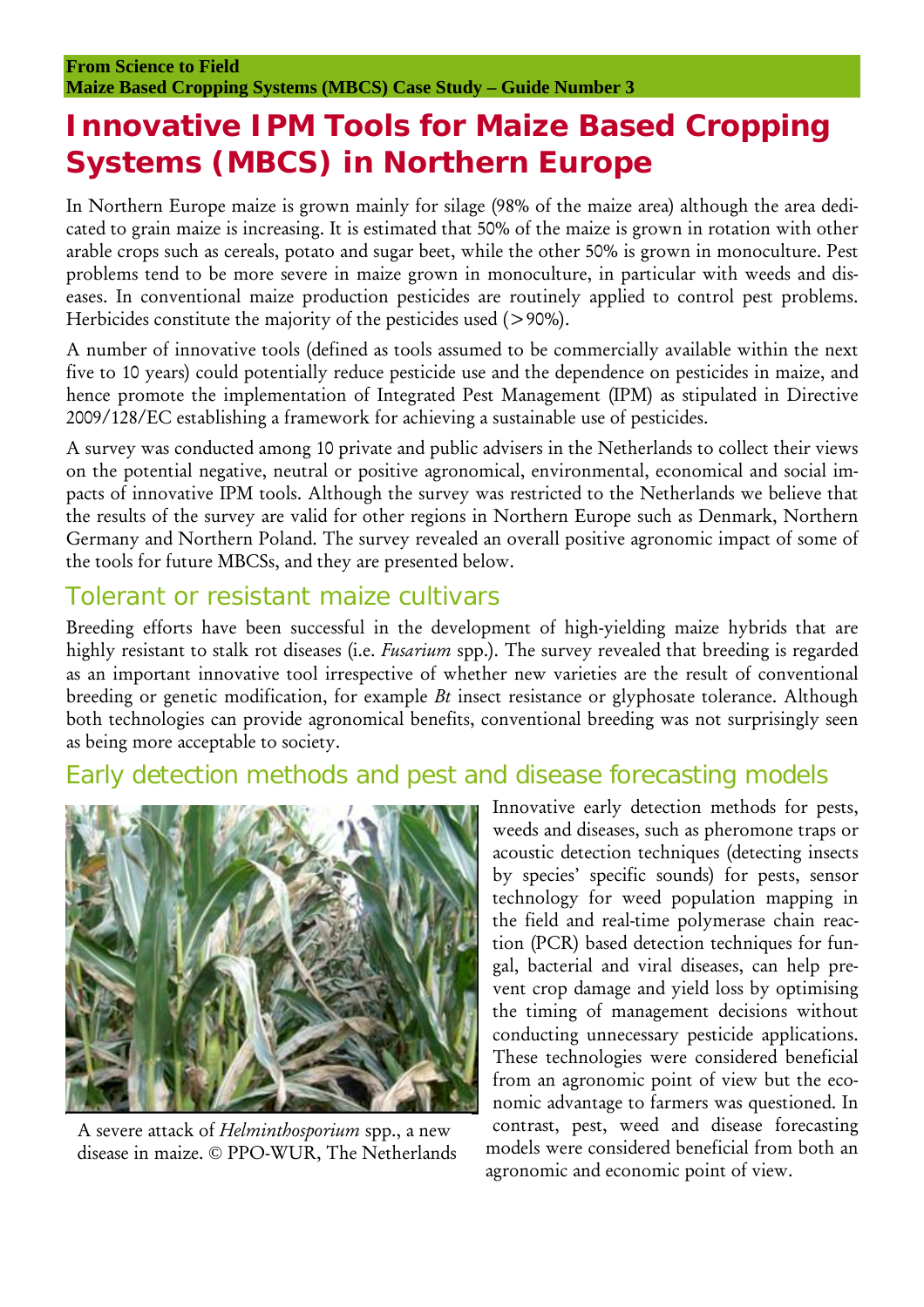From Science to Field
**Maize Based Cropping Systems (MBCS) Case Study – Guide Number 3**

# Innovative IPM Tools for Maize Based Cropping Systems (MBCS) in Northern Europe

In Northern Europe maize is grown mainly for silage (98% of the maize area) although the area dedicated to grain maize is increasing. It is estimated that 50% of the maize is grown in rotation with other arable crops such as cereals, potato and sugar beet, while the other 50% is grown in monoculture. Pest problems tend to be more severe in maize grown in monoculture, in particular with weeds and diseases. In conventional maize production pesticides are routinely applied to control pest problems. Herbicides constitute the majority of the pesticides used (>90%).

A number of innovative tools (defined as tools assumed to be commercially available within the next five to 10 years) could potentially reduce pesticide use and the dependence on pesticides in maize, and hence promote the implementation of Integrated Pest Management (IPM) as stipulated in Directive 2009/128/EC establishing a framework for achieving a sustainable use of pesticides.

A survey was conducted among 10 private and public advisers in the Netherlands to collect their views on the potential negative, neutral or positive agronomical, environmental, economical and social impacts of innovative IPM tools. Although the survey was restricted to the Netherlands we believe that the results of the survey are valid for other regions in Northern Europe such as Denmark, Northern Germany and Northern Poland. The survey revealed an overall positive agronomic impact of some of the tools for future MBCSs, and they are presented below.

## Tolerant or resistant maize cultivars

Breeding efforts have been successful in the development of high-yielding maize hybrids that are highly resistant to stalk rot diseases (i.e. *Fusarium* spp.). The survey revealed that breeding is regarded as an important innovative tool irrespective of whether new varieties are the result of conventional breeding or genetic modification, for example *Bt* insect resistance or glyphosate tolerance. Although both technologies can provide agronomical benefits, conventional breeding was not surprisingly seen as being more acceptable to society.

## Early detection methods and pest and disease forecasting models

A severe attack of *Helminthosporium* spp., a new disease in maize. © PPO-WUR, The Netherlands

Innovative early detection methods for pests, weeds and diseases, such as pheromone traps or acoustic detection techniques (detecting insects by species' specific sounds) for pests, sensor technology for weed population mapping in the field and real-time polymerase chain reaction (PCR) based detection techniques for fungal, bacterial and viral diseases, can help prevent crop damage and yield loss by optimising the timing of management decisions without conducting unnecessary pesticide applications. These technologies were considered beneficial from an agronomic point of view but the economic advantage to farmers was questioned. In contrast, pest, weed and disease forecasting models were considered beneficial from both an agronomic and economic point of view.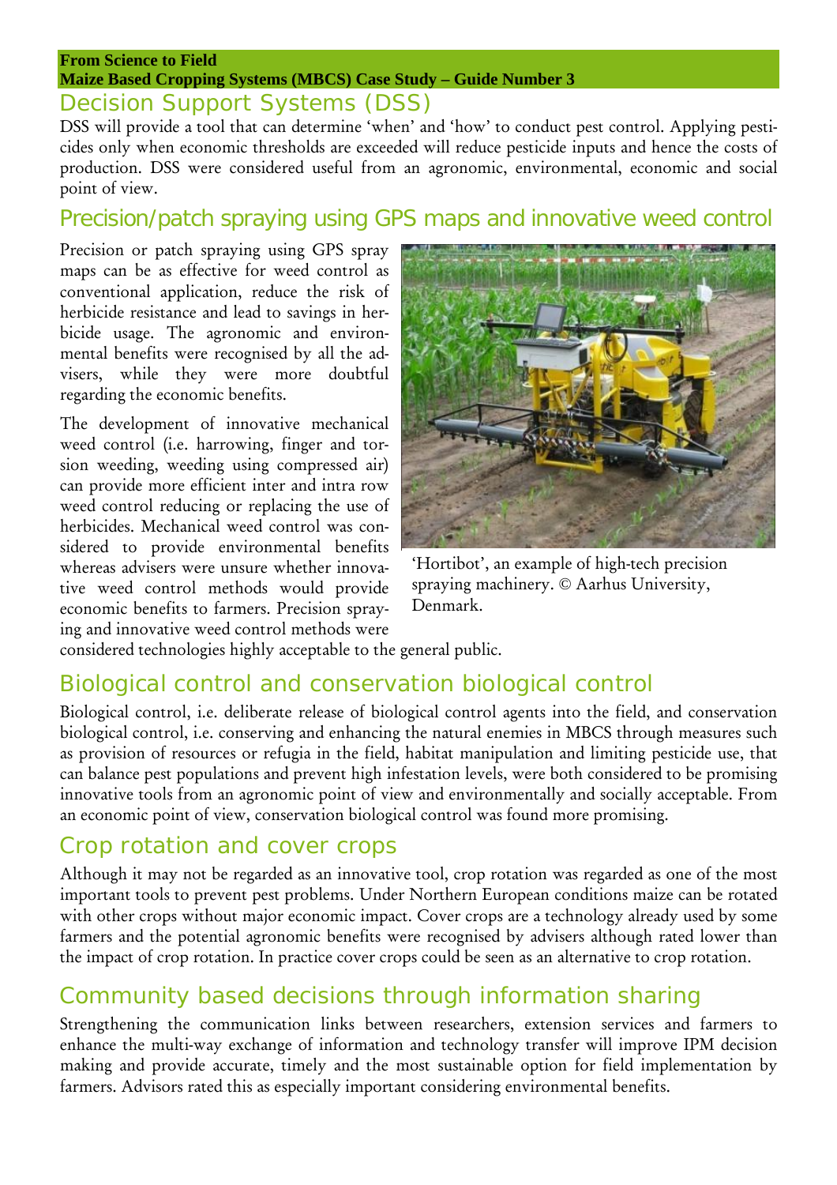**From Science to Field**
**Maize Based Cropping Systems (MBCS) Case Study – Guide Number 3**

## Decision Support Systems (DSS)

DSS will provide a tool that can determine 'when' and 'how' to conduct pest control. Applying pesticides only when economic thresholds are exceeded will reduce pesticide inputs and hence the costs of production. DSS were considered useful from an agronomic, environmental, economic and social point of view.

## Precision/patch spraying using GPS maps and innovative weed control

Precision or patch spraying using GPS spray maps can be as effective for weed control as conventional application, reduce the risk of herbicide resistance and lead to savings in herbicide usage. The agronomic and environmental benefits were recognised by all the advisers, while they were more doubtful regarding the economic benefits.

The development of innovative mechanical weed control (i.e. harrowing, finger and torsion weeding, weeding using compressed air) can provide more efficient inter and intra row weed control reducing or replacing the use of herbicides. Mechanical weed control was considered to provide environmental benefits whereas advisers were unsure whether innovative weed control methods would provide economic benefits to farmers. Precision spraying and innovative weed control methods were considered technologies highly acceptable to the general public.

'Hortibot', an example of high-tech precision spraying machinery. © Aarhus University, Denmark.

## Biological control and conservation biological control

Biological control, i.e. deliberate release of biological control agents into the field, and conservation biological control, i.e. conserving and enhancing the natural enemies in MBCS through measures such as provision of resources or refugia in the field, habitat manipulation and limiting pesticide use, that can balance pest populations and prevent high infestation levels, were both considered to be promising innovative tools from an agronomic point of view and environmentally and socially acceptable. From an economic point of view, conservation biological control was found more promising.

## Crop rotation and cover crops

Although it may not be regarded as an innovative tool, crop rotation was regarded as one of the most important tools to prevent pest problems. Under Northern European conditions maize can be rotated with other crops without major economic impact. Cover crops are a technology already used by some farmers and the potential agronomic benefits were recognised by advisers although rated lower than the impact of crop rotation. In practice cover crops could be seen as an alternative to crop rotation.

## Community based decisions through information sharing

Strengthening the communication links between researchers, extension services and farmers to enhance the multi-way exchange of information and technology transfer will improve IPM decision making and provide accurate, timely and the most sustainable option for field implementation by farmers. Advisors rated this as especially important considering environmental benefits.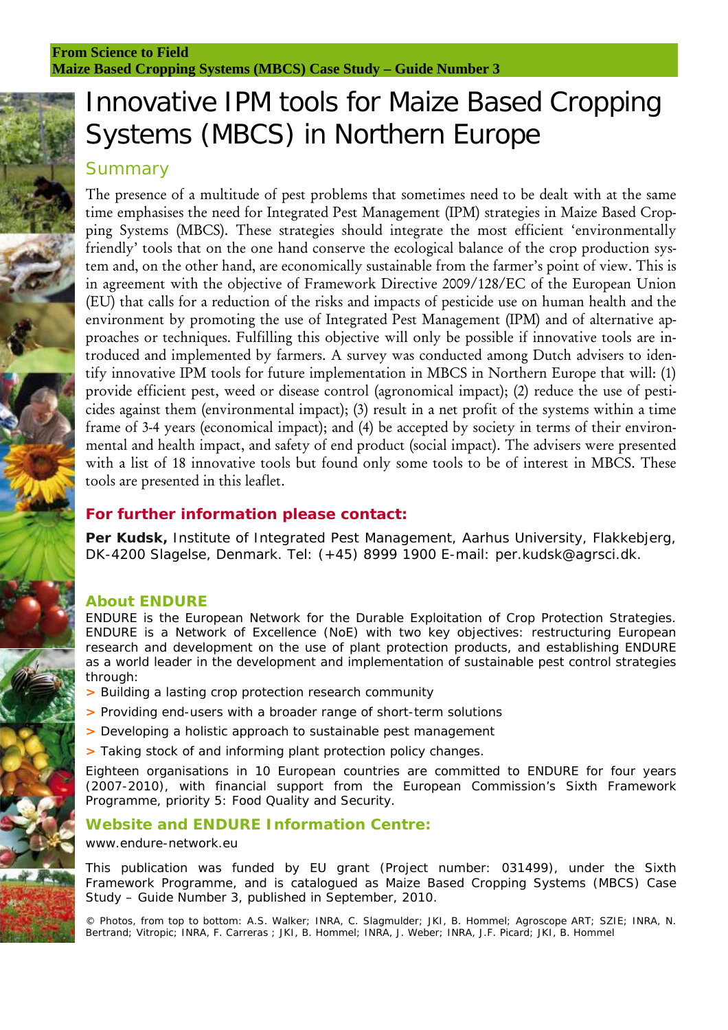**From Science to Field**
**Maize Based Cropping Systems (MBCS) Case Study – Guide Number 3**

# Innovative IPM tools for Maize Based Cropping Systems (MBCS) in Northern Europe

## Summary

The presence of a multitude of pest problems that sometimes need to be dealt with at the same time emphasises the need for Integrated Pest Management (IPM) strategies in Maize Based Cropping Systems (MBCS). These strategies should integrate the most efficient 'environmentally friendly' tools that on the one hand conserve the ecological balance of the crop production system and, on the other hand, are economically sustainable from the farmer's point of view. This is in agreement with the objective of Framework Directive 2009/128/EC of the European Union (EU) that calls for a reduction of the risks and impacts of pesticide use on human health and the environment by promoting the use of Integrated Pest Management (IPM) and of alternative approaches or techniques. Fulfilling this objective will only be possible if innovative tools are introduced and implemented by farmers. A survey was conducted among Dutch advisers to identify innovative IPM tools for future implementation in MBCS in Northern Europe that will: (1) provide efficient pest, weed or disease control (agronomical impact); (2) reduce the use of pesticides against them (environmental impact); (3) result in a net profit of the systems within a time frame of 3-4 years (economical impact); and (4) be accepted by society in terms of their environmental and health impact, and safety of end product (social impact). The advisers were presented with a list of 18 innovative tools but found only some tools to be of interest in MBCS. These tools are presented in this leaflet.

### For further information please contact:

**Per Kudsk,** Institute of Integrated Pest Management, Aarhus University, Flakkebjerg, DK-4200 Slagelse, Denmark. Tel: (+45) 8999 1900 E-mail: per.kudsk@agrsci.dk.

### About ENDURE

ENDURE is the European Network for the Durable Exploitation of Crop Protection Strategies. ENDURE is a Network of Excellence (NoE) with two key objectives: restructuring European research and development on the use of plant protection products, and establishing ENDURE as a world leader in the development and implementation of sustainable pest control strategies through:

> Building a lasting crop protection research community
> Providing end-users with a broader range of short-term solutions
> Developing a holistic approach to sustainable pest management
> Taking stock of and informing plant protection policy changes.

Eighteen organisations in 10 European countries are committed to ENDURE for four years (2007-2010), with financial support from the European Commission's Sixth Framework Programme, priority 5: Food Quality and Security.

### Website and ENDURE Information Centre:

www.endure-network.eu

This publication was funded by EU grant (Project number: 031499), under the Sixth Framework Programme, and is catalogued as Maize Based Cropping Systems (MBCS) Case Study – Guide Number 3, published in September, 2010.

© Photos, from top to bottom: A.S. Walker; INRA, C. Slagmulder; JKI, B. Hommel; Agroscope ART; SZIE; INRA, N. Bertrand; Vitropic; INRA, F. Carreras ; JKI, B. Hommel; INRA, J. Weber; INRA, J.F. Picard; JKI, B. Hommel